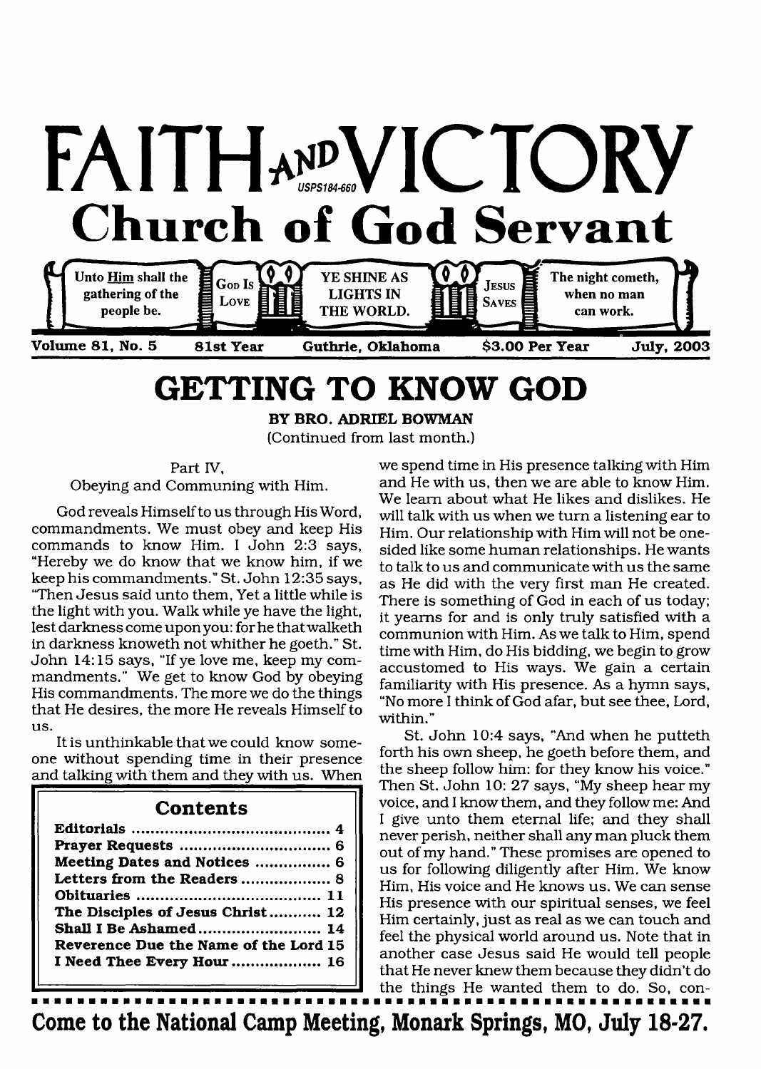# FAITH AND VICTORY

USPS184-660

## Church of God Servant

Unto Him shall the gathering of the people be. | GOD IS LOVE | YE SHINE AS LIGHTS IN THE WORLD. | JESUS SAVES | The night cometh, when no man can work.

**Volume 81, No. 5 — 81st Year — Guthrie, Oklahoma — $3.00 Per Year — July, 2003**

# GETTING TO KNOW GOD

**BY BRO. ADRIEL BOWMAN**

(Continued from last month.)

Part IV,

Obeying and Communing with Him.

God reveals Himself to us through His Word, commandments. We must obey and keep His commands to know Him. I John 2:3 says, "Hereby we do know that we know him, if we keep his commandments." St. John 12:35 says, "Then Jesus said unto them, Yet a little while is the light with you. Walk while ye have the light, lest darkness come upon you: for he that walketh in darkness knoweth not whither he goeth." St. John 14:15 says, "If ye love me, keep my commandments." We get to know God by obeying His commandments. The more we do the things that He desires, the more He reveals Himself to us.

It is unthinkable that we could know someone without spending time in their presence and talking with them and they with us. When we spend time in His presence talking with Him and He with us, then we are able to know Him. We learn about what He likes and dislikes. He will talk with us when we turn a listening ear to Him. Our relationship with Him will not be one-sided like some human relationships. He wants to talk to us and communicate with us the same as He did with the very first man He created. There is something of God in each of us today; it yearns for and is only truly satisfied with a communion with Him. As we talk to Him, spend time with Him, do His bidding, we begin to grow accustomed to His ways. We gain a certain familiarity with His presence. As a hymn says, "No more I think of God afar, but see thee, Lord, within."

St. John 10:4 says, "And when he putteth forth his own sheep, he goeth before them, and the sheep follow him: for they know his voice." Then St. John 10: 27 says, "My sheep hear my voice, and I know them, and they follow me: And I give unto them eternal life; and they shall never perish, neither shall any man pluck them out of my hand." These promises are opened to us for following diligently after Him. We know Him, His voice and He knows us. We can sense His presence with our spiritual senses, we feel Him certainly, just as real as we can touch and feel the physical world around us. Note that in another case Jesus said He would tell people that He never knew them because they didn't do the things He wanted them to do. So, con-

## Contents

| | |
|---|---|
| **Editorials** | **4** |
| **Prayer Requests** | **6** |
| **Meeting Dates and Notices** | **6** |
| **Letters from the Readers** | **8** |
| **Obituaries** | **11** |
| **The Disciples of Jesus Christ** | **12** |
| **Shall I Be Ashamed** | **14** |
| **Reverence Due the Name of the Lord** | **15** |
| **I Need Thee Every Hour** | **16** |

**Come to the National Camp Meeting, Monark Springs, MO, July 18-27.**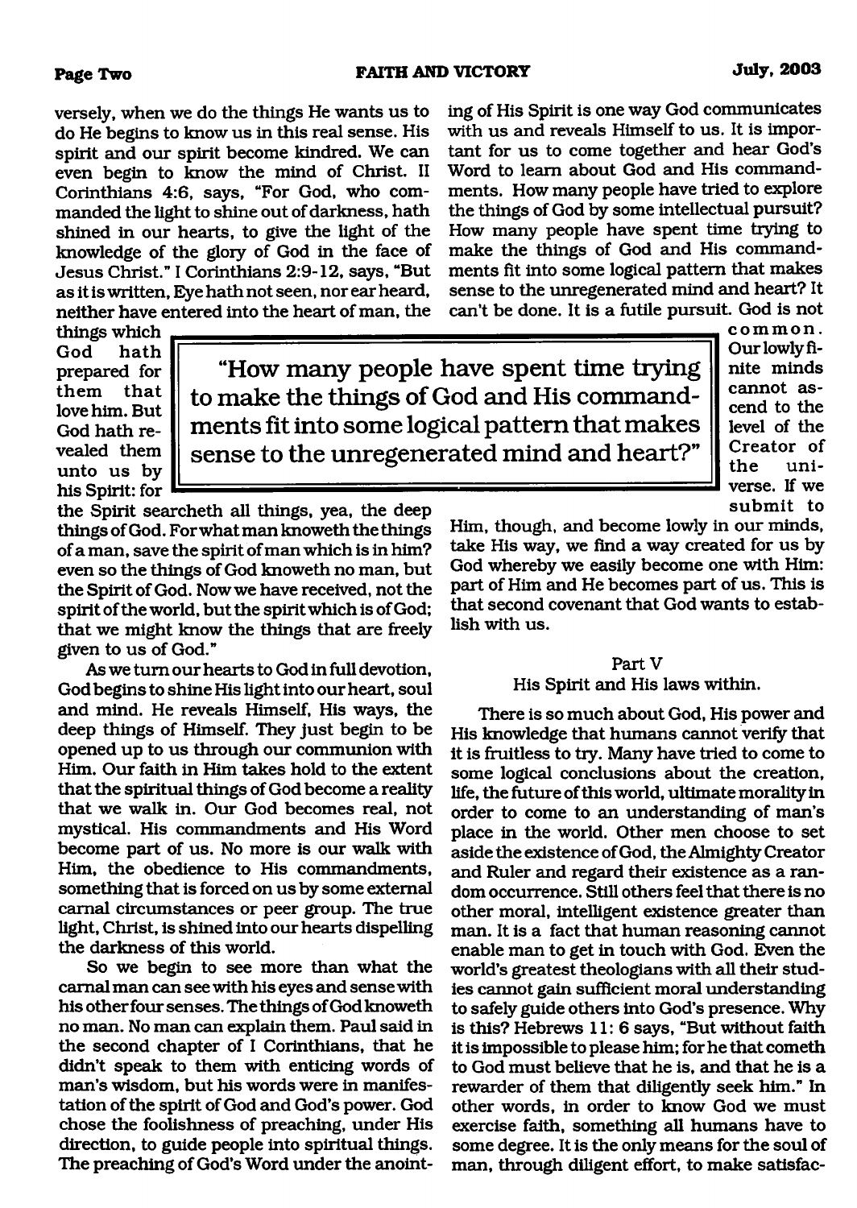versely, when we do the things He wants us to do He begins to know us in this real sense. His spirit and our spirit become kindred. We can even begin to know the mind of Christ. II Corinthians 4:6, says, "For God, who commanded the light to shine out of darkness, hath shined in our hearts, to give the light of the knowledge of the glory of God in the face of Jesus Christ." I Corinthians 2:9-12, says, "But as it is written, Eye hath not seen, nor ear heard, neither have entered into the heart of man, the things which God hath prepared for them that love him. But God hath revealed them unto us by his Spirit: for the Spirit searcheth all things, yea, the deep things of God. For what man knoweth the things of a man, save the spirit of man which is in him? even so the things of God knoweth no man, but the Spirit of God. Now we have received, not the spirit of the world, but the spirit which is of God; that we might know the things that are freely given to us of God."

As we turn our hearts to God in full devotion, God begins to shine His light into our heart, soul and mind. He reveals Himself, His ways, the deep things of Himself. They just begin to be opened up to us through our communion with Him. Our faith in Him takes hold to the extent that the spiritual things of God become a reality that we walk in. Our God becomes real, not mystical. His commandments and His Word become part of us. No more is our walk with Him, the obedience to His commandments, something that is forced on us by some external carnal circumstances or peer group. The true light, Christ, is shined into our hearts dispelling the darkness of this world.

So we begin to see more than what the carnal man can see with his eyes and sense with his other four senses. The things of God knoweth no man. No man can explain them. Paul said in the second chapter of I Corinthians, that he didn't speak to them with enticing words of man's wisdom, but his words were in manifestation of the spirit of God and God's power. God chose the foolishness of preaching, under His direction, to guide people into spiritual things. The preaching of God's Word under the anointing of His Spirit is one way God communicates with us and reveals Himself to us. It is important for us to come together and hear God's Word to learn about God and His commandments. How many people have tried to explore the things of God by some intellectual pursuit? How many people have spent time trying to make the things of God and His commandments fit into some logical pattern that makes sense to the unregenerated mind and heart? It can't be done. It is a futile pursuit. God is not common. Our lowly finite minds cannot ascend to the level of the Creator of the universe. If we submit to Him, though, and become lowly in our minds, take His way, we find a way created for us by God whereby we easily become one with Him: part of Him and He becomes part of us. This is that second covenant that God wants to establish with us.

> "How many people have spent time trying to make the things of God and His commandments fit into some logical pattern that makes sense to the unregenerated mind and heart?"

Part V

His Spirit and His laws within.

There is so much about God, His power and His knowledge that humans cannot verify that it is fruitless to try. Many have tried to come to some logical conclusions about the creation, life, the future of this world, ultimate morality in order to come to an understanding of man's place in the world. Other men choose to set aside the existence of God, the Almighty Creator and Ruler and regard their existence as a random occurrence. Still others feel that there is no other moral, intelligent existence greater than man. It is a fact that human reasoning cannot enable man to get in touch with God. Even the world's greatest theologians with all their studies cannot gain sufficient moral understanding to safely guide others into God's presence. Why is this? Hebrews 11: 6 says, "But without faith it is impossible to please him; for he that cometh to God must believe that he is, and that he is a rewarder of them that diligently seek him." In other words, in order to know God we must exercise faith, something all humans have to some degree. It is the only means for the soul of man, through diligent effort, to make satisfac-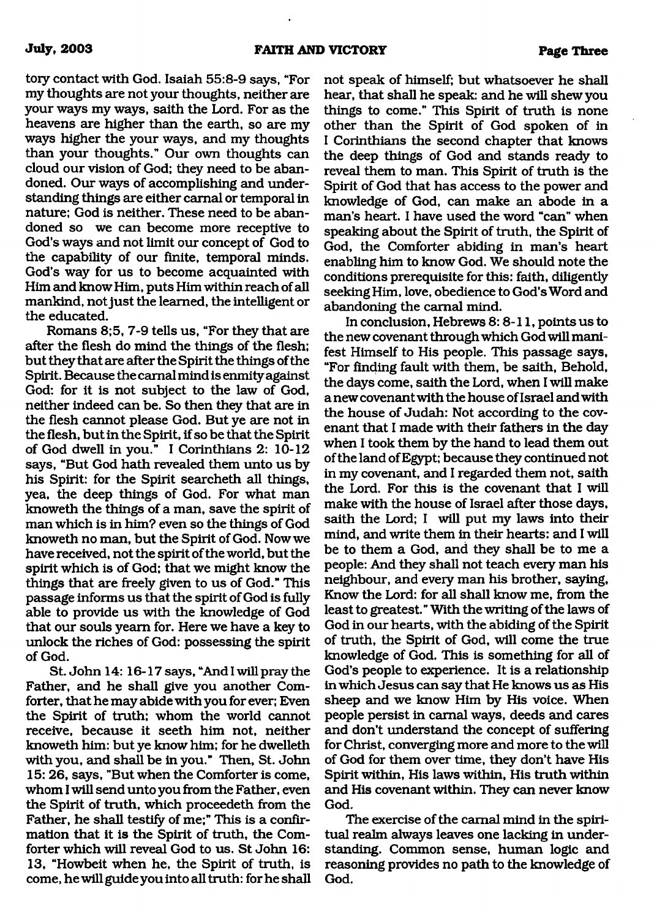tory contact with God. Isaiah 55:8-9 says, "For my thoughts are not your thoughts, neither are your ways my ways, saith the Lord. For as the heavens are higher than the earth, so are my ways higher the your ways, and my thoughts than your thoughts." Our own thoughts can cloud our vision of God; they need to be abandoned. Our ways of accomplishing and understanding things are either carnal or temporal in nature; God is neither. These need to be abandoned so we can become more receptive to God's ways and not limit our concept of God to the capability of our finite, temporal minds. God's way for us to become acquainted with Him and know Him, puts Him within reach of all mankind, not just the learned, the intelligent or the educated.

Romans 8;5, 7-9 tells us, "For they that are after the flesh do mind the things of the flesh; but they that are after the Spirit the things of the Spirit. Because the carnal mind is enmity against God: for it is not subject to the law of God, neither indeed can be. So then they that are in the flesh cannot please God. But ye are not in the flesh, but in the Spirit, if so be that the Spirit of God dwell in you." I Corinthians 2: 10-12 says, "But God hath revealed them unto us by his Spirit: for the Spirit searcheth all things, yea, the deep things of God. For what man knoweth the things of a man, save the spirit of man which is in him? even so the things of God knoweth no man, but the Spirit of God. Now we have received, not the spirit of the world, but the spirit which is of God; that we might know the things that are freely given to us of God." This passage informs us that the spirit of God is fully able to provide us with the knowledge of God that our souls yearn for. Here we have a key to unlock the riches of God: possessing the spirit of God.

St. John 14: 16-17 says, "And I will pray the Father, and he shall give you another Comforter, that he may abide with you for ever; Even the Spirit of truth; whom the world cannot receive, because it seeth him not, neither knoweth him: but ye know him; for he dwelleth with you, and shall be in you." Then, St. John 15: 26, says, "But when the Comforter is come, whom I will send unto you from the Father, even the Spirit of truth, which proceedeth from the Father, he shall testify of me;" This is a confirmation that it is the Spirit of truth, the Comforter which will reveal God to us. St John 16: 13, "Howbeit when he, the Spirit of truth, is come, he will guide you into all truth: for he shall not speak of himself; but whatsoever he shall hear, that shall he speak: and he will shew you things to come." This Spirit of truth is none other than the Spirit of God spoken of in I Corinthians the second chapter that knows the deep things of God and stands ready to reveal them to man. This Spirit of truth is the Spirit of God that has access to the power and knowledge of God, can make an abode in a man's heart. I have used the word "can" when speaking about the Spirit of truth, the Spirit of God, the Comforter abiding in man's heart enabling him to know God. We should note the conditions prerequisite for this: faith, diligently seeking Him, love, obedience to God's Word and abandoning the carnal mind.

In conclusion, Hebrews 8: 8-11, points us to the new covenant through which God will manifest Himself to His people. This passage says, "For finding fault with them, be saith, Behold, the days come, saith the Lord, when I will make a new covenant with the house of Israel and with the house of Judah: Not according to the covenant that I made with their fathers in the day when I took them by the hand to lead them out of the land of Egypt; because they continued not in my covenant, and I regarded them not, saith the Lord. For this is the covenant that I will make with the house of Israel after those days, saith the Lord; I will put my laws into their mind, and write them in their hearts: and I will be to them a God, and they shall be to me a people: And they shall not teach every man his neighbour, and every man his brother, saying, Know the Lord: for all shall know me, from the least to greatest." With the writing of the laws of God in our hearts, with the abiding of the Spirit of truth, the Spirit of God, will come the true knowledge of God. This is something for all of God's people to experience. It is a relationship in which Jesus can say that He knows us as His sheep and we know Him by His voice. When people persist in carnal ways, deeds and cares and don't understand the concept of suffering for Christ, converging more and more to the will of God for them over time, they don't have His Spirit within, His laws within, His truth within and His covenant within. They can never know God.

The exercise of the carnal mind in the spiritual realm always leaves one lacking in understanding. Common sense, human logic and reasoning provides no path to the knowledge of God.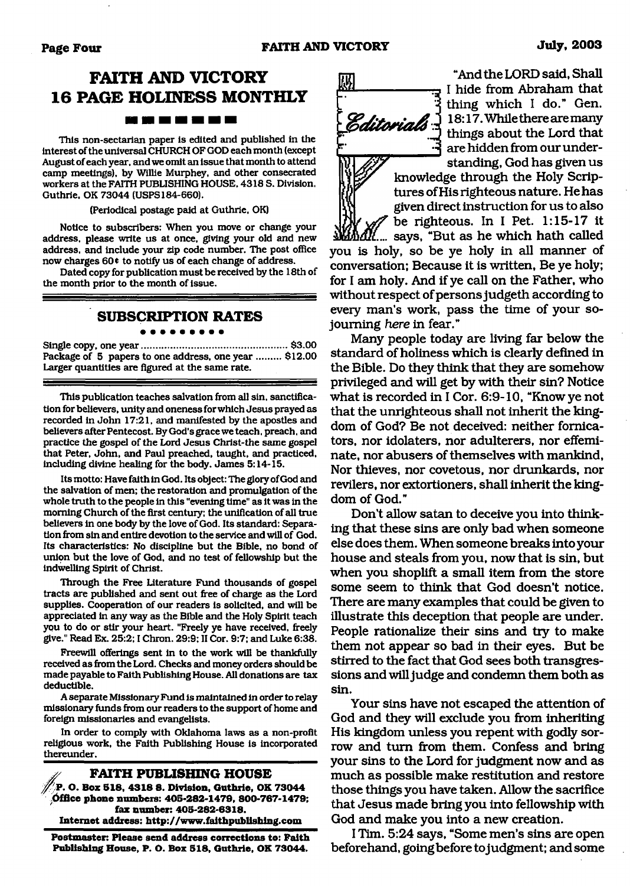# FAITH AND VICTORY 16 PAGE HOLINESS MONTHLY

This non-sectarian paper is edited and published in the interest of the universal CHURCH OF GOD each month (except August of each year, and we omit an issue that month to attend camp meetings), by Willie Murphey, and other consecrated workers at the FAITH PUBLISHING HOUSE, 4318 S. Division, Guthrie, OK 73044 (USPS184-660).

(Periodical postage paid at Guthrie, OK)

Notice to subscribers: When you move or change your address, please write us at once, giving your old and new address, and include your zip code number. The post office now charges 60¢ to notify us of each change of address.

Dated copy for publication must be received by the 18th of the month prior to the month of issue.

## SUBSCRIPTION RATES

Single copy, one year ........................................ $3.00
Package of 5 papers to one address, one year ......... $12.00
Larger quantities are figured at the same rate.

This publication teaches salvation from all sin, sanctification for believers, unity and oneness for which Jesus prayed as recorded in John 17:21, and manifested by the apostles and believers after Pentecost. By God's grace we teach, preach, and practice the gospel of the Lord Jesus Christ-the same gospel that Peter, John, and Paul preached, taught, and practiced, including divine healing for the body. James 5:14-15.

Its motto: Have faith in God. Its object: The glory of God and the salvation of men; the restoration and promulgation of the whole truth to the people in this "evening time" as it was in the morning Church of the first century; the unification of all true believers in one body by the love of God. Its standard: Separation from sin and entire devotion to the service and will of God. Its characteristics: No discipline but the Bible, no bond of union but the love of God, and no test of fellowship but the indwelling Spirit of Christ.

Through the Free Literature Fund thousands of gospel tracts are published and sent out free of charge as the Lord supplies. Cooperation of our readers is solicited, and will be appreciated in any way as the Bible and the Holy Spirit teach you to do or stir your heart. "Freely ye have received, freely give." Read Ex. 25:2; I Chron. 29:9; II Cor. 9:7; and Luke 6:38.

Freewill offerings sent in to the work will be thankfully received as from the Lord. Checks and money orders should be made payable to Faith Publishing House. All donations are tax deductible.

A separate Missionary Fund is maintained in order to relay missionary funds from our readers to the support of home and foreign missionaries and evangelists.

In order to comply with Oklahoma laws as a non-profit religious work, the Faith Publishing House is incorporated thereunder.

**FAITH PUBLISHING HOUSE**
**P. O. Box 518, 4318 S. Division, Guthrie, OK 73044**
**Office phone numbers: 405-282-1479, 800-767-1479; fax number: 405-282-6318.**
**Internet address: http://www.faithpublishing.com**

**Postmaster: Please send address corrections to: Faith Publishing House, P. O. Box 518, Guthrie, OK 73044.**

## Editorials

"And the LORD said, Shall I hide from Abraham that thing which I do." Gen. 18:17. While there are many things about the Lord that are hidden from our understanding, God has given us knowledge through the Holy Scriptures of His righteous nature. He has given direct instruction for us to also be righteous. In I Pet. 1:15-17 it says, "But as he which hath called you is holy, so be ye holy in all manner of conversation; Because it is written, Be ye holy; for I am holy. And if ye call on the Father, who without respect of persons judgeth according to every man's work, pass the time of your sojourning *here* in fear."

Many people today are living far below the standard of holiness which is clearly defined in the Bible. Do they think that they are somehow privileged and will get by with their sin? Notice what is recorded in I Cor. 6:9-10, "Know ye not that the unrighteous shall not inherit the kingdom of God? Be not deceived: neither fornicators, nor idolaters, nor adulterers, nor effeminate, nor abusers of themselves with mankind, Nor thieves, nor covetous, nor drunkards, nor revilers, nor extortioners, shall inherit the kingdom of God."

Don't allow satan to deceive you into thinking that these sins are only bad when someone else does them. When someone breaks into your house and steals from you, now that is sin, but when you shoplift a small item from the store some seem to think that God doesn't notice. There are many examples that could be given to illustrate this deception that people are under. People rationalize their sins and try to make them not appear so bad in their eyes. But be stirred to the fact that God sees both transgressions and will judge and condemn them both as sin.

Your sins have not escaped the attention of God and they will exclude you from inheriting His kingdom unless you repent with godly sorrow and turn from them. Confess and bring your sins to the Lord for judgment now and as much as possible make restitution and restore those things you have taken. Allow the sacrifice that Jesus made bring you into fellowship with God and make you into a new creation.

I Tim. 5:24 says, "Some men's sins are open beforehand, going before to judgment; and some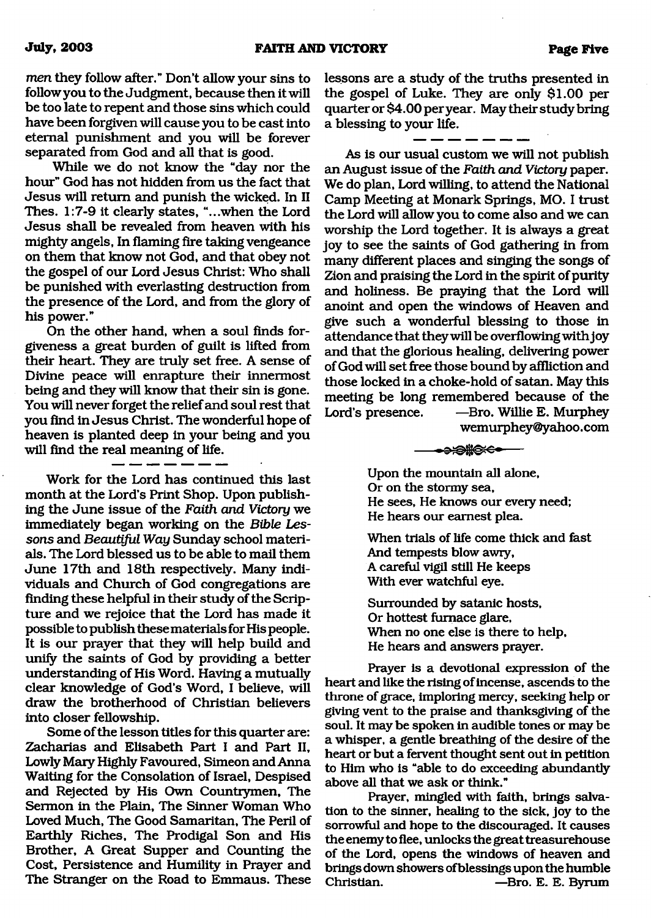*men* they follow after." Don't allow your sins to follow you to the Judgment, because then it will be too late to repent and those sins which could have been forgiven will cause you to be cast into eternal punishment and you will be forever separated from God and all that is good.

While we do not know the "day nor the hour" God has not hidden from us the fact that Jesus will return and punish the wicked. In II Thes. 1:7-9 it clearly states, "...when the Lord Jesus shall be revealed from heaven with his mighty angels, In flaming fire taking vengeance on them that know not God, and that obey not the gospel of our Lord Jesus Christ: Who shall be punished with everlasting destruction from the presence of the Lord, and from the glory of his power."

On the other hand, when a soul finds forgiveness a great burden of guilt is lifted from their heart. They are truly set free. A sense of Divine peace will enrapture their innermost being and they will know that their sin is gone. You will never forget the relief and soul rest that you find in Jesus Christ. The wonderful hope of heaven is planted deep in your being and you will find the real meaning of life.

---

Work for the Lord has continued this last month at the Lord's Print Shop. Upon publishing the June issue of the *Faith and Victory* we immediately began working on the *Bible Lessons* and *Beautiful Way* Sunday school materials. The Lord blessed us to be able to mail them June 17th and 18th respectively. Many individuals and Church of God congregations are finding these helpful in their study of the Scripture and we rejoice that the Lord has made it possible to publish these materials for His people. It is our prayer that they will help build and unify the saints of God by providing a better understanding of His Word. Having a mutually clear knowledge of God's Word, I believe, will draw the brotherhood of Christian believers into closer fellowship.

Some of the lesson titles for this quarter are: Zacharias and Elisabeth Part I and Part II, Lowly Mary Highly Favoured, Simeon and Anna Waiting for the Consolation of Israel, Despised and Rejected by His Own Countrymen, The Sermon in the Plain, The Sinner Woman Who Loved Much, The Good Samaritan, The Peril of Earthly Riches, The Prodigal Son and His Brother, A Great Supper and Counting the Cost, Persistence and Humility in Prayer and The Stranger on the Road to Emmaus. These lessons are a study of the truths presented in the gospel of Luke. They are only $1.00 per quarter or $4.00 per year. May their study bring a blessing to your life.

---

As is our usual custom we will not publish an August issue of the *Faith and Victory* paper. We do plan, Lord willing, to attend the National Camp Meeting at Monark Springs, MO. I trust the Lord will allow you to come also and we can worship the Lord together. It is always a great joy to see the saints of God gathering in from many different places and singing the songs of Zion and praising the Lord in the spirit of purity and holiness. Be praying that the Lord will anoint and open the windows of Heaven and give such a wonderful blessing to those in attendance that they will be overflowing with joy and that the glorious healing, delivering power of God will set free those bound by affliction and those locked in a choke-hold of satan. May this meeting be long remembered because of the Lord's presence. —Bro. Willie E. Murphey
wemurphey@yahoo.com

---

Upon the mountain all alone,
Or on the stormy sea,
He sees, He knows our every need;
He hears our earnest plea.

When trials of life come thick and fast
And tempests blow awry,
A careful vigil still He keeps
With ever watchful eye.

Surrounded by satanic hosts,
Or hottest furnace glare,
When no one else is there to help,
He hears and answers prayer.

Prayer is a devotional expression of the heart and like the rising of incense, ascends to the throne of grace, imploring mercy, seeking help or giving vent to the praise and thanksgiving of the soul. It may be spoken in audible tones or may be a whisper, a gentle breathing of the desire of the heart or but a fervent thought sent out in petition to Him who is "able to do exceeding abundantly above all that we ask or think."

Prayer, mingled with faith, brings salvation to the sinner, healing to the sick, joy to the sorrowful and hope to the discouraged. It causes the enemy to flee, unlocks the great treasurehouse of the Lord, opens the windows of heaven and brings down showers of blessings upon the humble Christian. —Bro. E. E. Byrum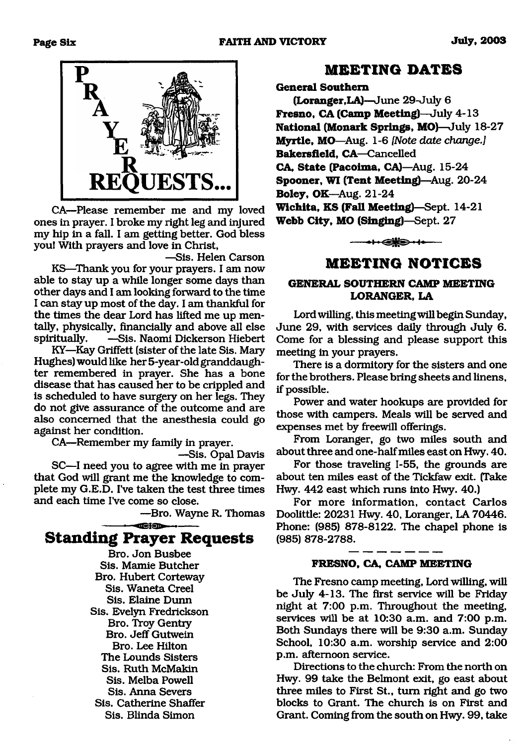## PRAYER REQUESTS...

CA—Please remember me and my loved ones in prayer. I broke my right leg and injured my hip in a fall. I am getting better. God bless you! With prayers and love in Christ,

—Sis. Helen Carson

KS—Thank you for your prayers. I am now able to stay up a while longer some days than other days and I am looking forward to the time I can stay up most of the day. I am thankful for the times the dear Lord has lifted me up mentally, physically, financially and above all else spiritually. —Sis. Naomi Dickerson Hiebert

KY—Kay Griffett (sister of the late Sis. Mary Hughes) would like her 5-year-old granddaughter remembered in prayer. She has a bone disease that has caused her to be crippled and is scheduled to have surgery on her legs. They do not give assurance of the outcome and are also concerned that the anesthesia could go against her condition.

CA—Remember my family in prayer.

—Sis. Opal Davis

SC—I need you to agree with me in prayer that God will grant me the knowledge to complete my G.E.D. I've taken the test three times and each time I've come so close.

—Bro. Wayne R. Thomas

## Standing Prayer Requests

Bro. Jon Busbee
Sis. Mamie Butcher
Bro. Hubert Corteway
Sis. Waneta Creel
Sis. Elaine Dunn
Sis. Evelyn Fredrickson
Bro. Troy Gentry
Bro. Jeff Gutwein
Bro. Lee Hilton
The Lounds Sisters
Sis. Ruth McMakin
Sis. Melba Powell
Sis. Anna Severs
Sis. Catherine Shaffer
Sis. Blinda Simon

## MEETING DATES

**General Southern (Loranger, LA)**—June 29-July 6
**Fresno, CA (Camp Meeting)**—July 4-13
**National (Monark Springs, MO)**—July 18-27
**Myrtle, MO**—Aug. 1-6 *[Note date change.]*
**Bakersfield, CA**—Cancelled
**CA, State (Pacoima, CA)**—Aug. 15-24
**Spooner, WI (Tent Meeting)**—Aug. 20-24
**Boley, OK**—Aug. 21-24
**Wichita, KS (Fall Meeting)**—Sept. 14-21
**Webb City, MO (Singing)**—Sept. 27

## MEETING NOTICES

### GENERAL SOUTHERN CAMP MEETING LORANGER, LA

Lord willing, this meeting will begin Sunday, June 29, with services daily through July 6. Come for a blessing and please support this meeting in your prayers.

There is a dormitory for the sisters and one for the brothers. Please bring sheets and linens, if possible.

Power and water hookups are provided for those with campers. Meals will be served and expenses met by freewill offerings.

From Loranger, go two miles south and about three and one-half miles east on Hwy. 40.

For those traveling I-55, the grounds are about ten miles east of the Tickfaw exit. (Take Hwy. 442 east which runs into Hwy. 40.)

For more information, contact Carlos Doolittle: 20231 Hwy. 40, Loranger, LA 70446. Phone: (985) 878-8122. The chapel phone is (985) 878-2788.

### FRESNO, CA, CAMP MEETING

The Fresno camp meeting, Lord willing, will be July 4-13. The first service will be Friday night at 7:00 p.m. Throughout the meeting, services will be at 10:30 a.m. and 7:00 p.m. Both Sundays there will be 9:30 a.m. Sunday School, 10:30 a.m. worship service and 2:00 p.m. afternoon service.

Directions to the church: From the north on Hwy. 99 take the Belmont exit, go east about three miles to First St., turn right and go two blocks to Grant. The church is on First and Grant. Coming from the south on Hwy. 99, take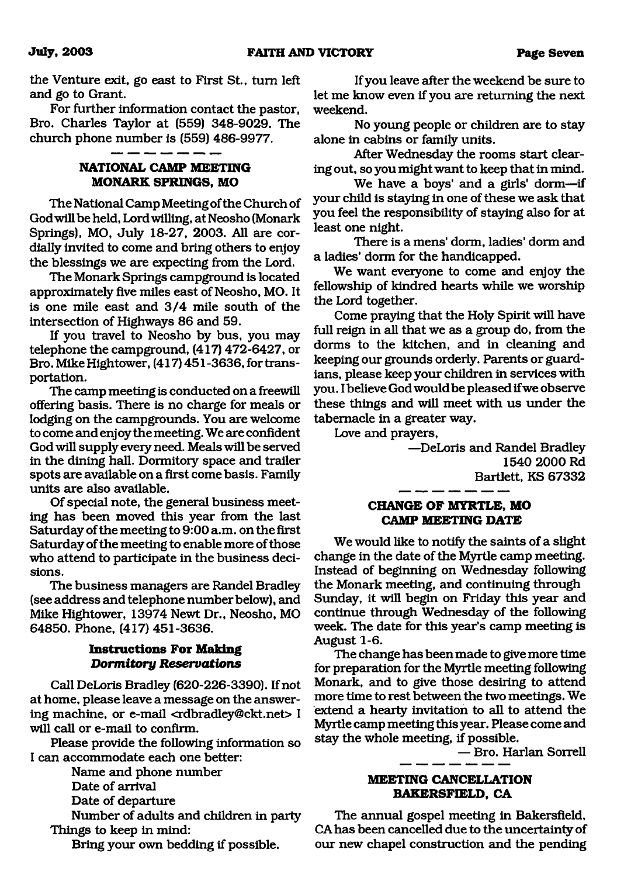the Venture exit, go east to First St., turn left and go to Grant.

For further information contact the pastor, Bro. Charles Taylor at (559) 348-9029. The church phone number is (559) 486-9977.

---

## NATIONAL CAMP MEETING MONARK SPRINGS, MO

The National Camp Meeting of the Church of God will be held, Lord willing, at Neosho (Monark Springs), MO, July 18-27, 2003. All are cordially invited to come and bring others to enjoy the blessings we are expecting from the Lord.

The Monark Springs campground is located approximately five miles east of Neosho, MO. It is one mile east and 3/4 mile south of the intersection of Highways 86 and 59.

If you travel to Neosho by bus, you may telephone the campground, (417) 472-6427, or Bro. Mike Hightower, (417) 451-3636, for transportation.

The camp meeting is conducted on a freewill offering basis. There is no charge for meals or lodging on the campgrounds. You are welcome to come and enjoy the meeting. We are confident God will supply every need. Meals will be served in the dining hall. Dormitory space and trailer spots are available on a first come basis. Family units are also available.

Of special note, the general business meeting has been moved this year from the last Saturday of the meeting to 9:00 a.m. on the first Saturday of the meeting to enable more of those who attend to participate in the business decisions.

The business managers are Randel Bradley (see address and telephone number below), and Mike Hightower, 13974 Newt Dr., Neosho, MO 64850. Phone, (417) 451-3636.

### Instructions For Making *Dormitory Reservations*

Call DeLoris Bradley (620-226-3390). If not at home, please leave a message on the answering machine, or e-mail <rdbradley@ckt.net> I will call or e-mail to confirm.

Please provide the following information so I can accommodate each one better:

Name and phone number
Date of arrival
Date of departure
Number of adults and children in party

Things to keep in mind:

Bring your own bedding if possible.

If you leave after the weekend be sure to let me know even if you are returning the next weekend.

No young people or children are to stay alone in cabins or family units.

After Wednesday the rooms start clearing out, so you might want to keep that in mind.

We have a boys' and a girls' dorm—if your child is staying in one of these we ask that you feel the responsibility of staying also for at least one night.

There is a mens' dorm, ladies' dorm and a ladies' dorm for the handicapped.

We want everyone to come and enjoy the fellowship of kindred hearts while we worship the Lord together.

Come praying that the Holy Spirit will have full reign in all that we as a group do, from the dorms to the kitchen, and in cleaning and keeping our grounds orderly. Parents or guardians, please keep your children in services with you. I believe God would be pleased if we observe these things and will meet with us under the tabernacle in a greater way.

Love and prayers,

—DeLoris and Randel Bradley
1540 2000 Rd
Bartlett, KS 67332

---

## CHANGE OF MYRTLE, MO CAMP MEETING DATE

We would like to notify the saints of a slight change in the date of the Myrtle camp meeting. Instead of beginning on Wednesday following the Monark meeting, and continuing through Sunday, it will begin on Friday this year and continue through Wednesday of the following week. The date for this year's camp meeting is August 1-6.

The change has been made to give more time for preparation for the Myrtle meeting following Monark, and to give those desiring to attend more time to rest between the two meetings. We extend a hearty invitation to all to attend the Myrtle camp meeting this year. Please come and stay the whole meeting, if possible.

— Bro. Harlan Sorrell

---

## MEETING CANCELLATION BAKERSFIELD, CA

The annual gospel meeting in Bakersfield, CA has been cancelled due to the uncertainty of our new chapel construction and the pending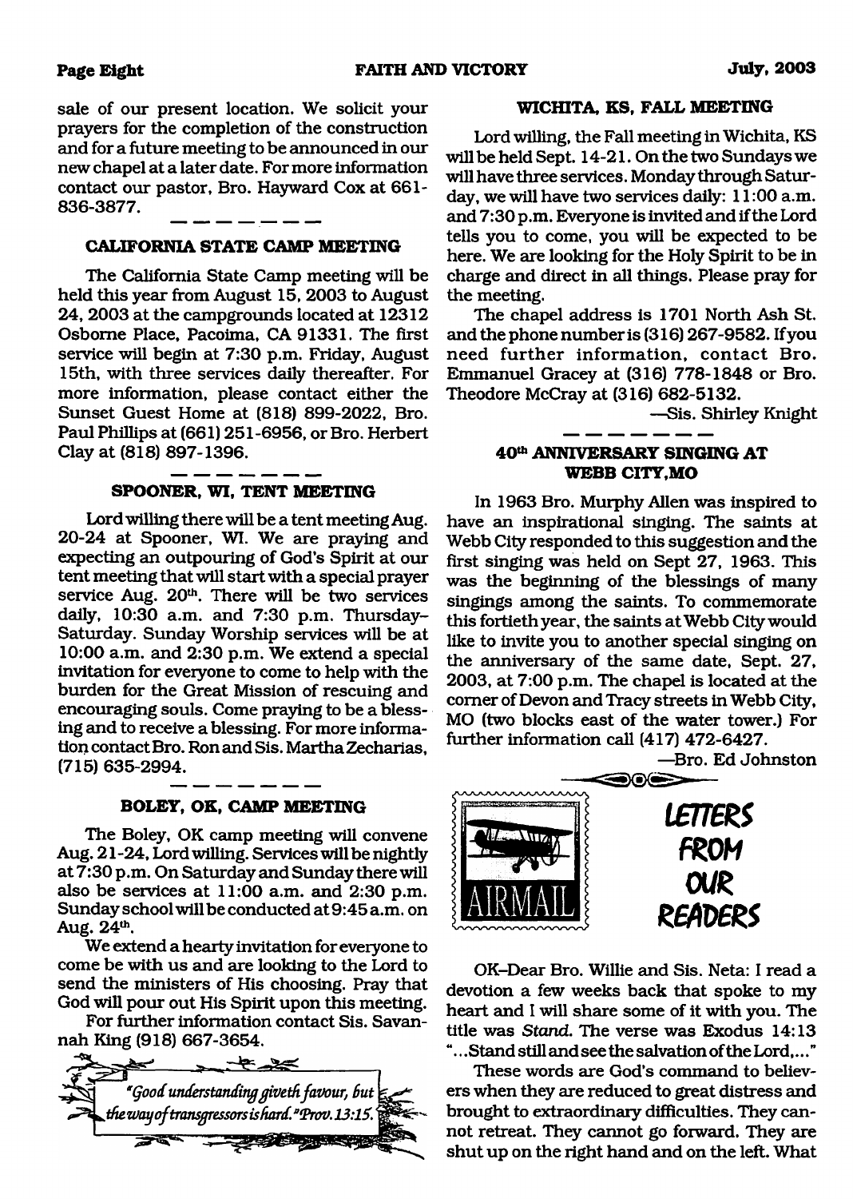sale of our present location. We solicit your prayers for the completion of the construction and for a future meeting to be announced in our new chapel at a later date. For more information contact our pastor, Bro. Hayward Cox at 661-836-3877.

---

### CALIFORNIA STATE CAMP MEETING

The California State Camp meeting will be held this year from August 15, 2003 to August 24, 2003 at the campgrounds located at 12312 Osborne Place, Pacoima, CA 91331. The first service will begin at 7:30 p.m. Friday, August 15th, with three services daily thereafter. For more information, please contact either the Sunset Guest Home at (818) 899-2022, Bro. Paul Phillips at (661) 251-6956, or Bro. Herbert Clay at (818) 897-1396.

---

### SPOONER, WI, TENT MEETING

Lord willing there will be a tent meeting Aug. 20-24 at Spooner, WI. We are praying and expecting an outpouring of God's Spirit at our tent meeting that will start with a special prayer service Aug. 20th. There will be two services daily, 10:30 a.m. and 7:30 p.m. Thursday–Saturday. Sunday Worship services will be at 10:00 a.m. and 2:30 p.m. We extend a special invitation for everyone to come to help with the burden for the Great Mission of rescuing and encouraging souls. Come praying to be a blessing and to receive a blessing. For more information contact Bro. Ron and Sis. Martha Zecharias, (715) 635-2994.

---

### BOLEY, OK, CAMP MEETING

The Boley, OK camp meeting will convene Aug. 21-24, Lord willing. Services will be nightly at 7:30 p.m. On Saturday and Sunday there will also be services at 11:00 a.m. and 2:30 p.m. Sunday school will be conducted at 9:45 a.m. on Aug. 24th.

We extend a hearty invitation for everyone to come be with us and are looking to the Lord to send the ministers of His choosing. Pray that God will pour out His Spirit upon this meeting.

For further information contact Sis. Savannah King (918) 667-3654.

*"Good understanding giveth favour, but the way of transgressors is hard." Prov. 13:15.*

### WICHITA, KS, FALL MEETING

Lord willing, the Fall meeting in Wichita, KS will be held Sept. 14-21. On the two Sundays we will have three services. Monday through Saturday, we will have two services daily: 11:00 a.m. and 7:30 p.m. Everyone is invited and if the Lord tells you to come, you will be expected to be here. We are looking for the Holy Spirit to be in charge and direct in all things. Please pray for the meeting.

The chapel address is 1701 North Ash St. and the phone number is (316) 267-9582. If you need further information, contact Bro. Emmanuel Gracey at (316) 778-1848 or Bro. Theodore McCray at (316) 682-5132.

—Sis. Shirley Knight

---

### 40th ANNIVERSARY SINGING AT WEBB CITY, MO

In 1963 Bro. Murphy Allen was inspired to have an inspirational singing. The saints at Webb City responded to this suggestion and the first singing was held on Sept 27, 1963. This was the beginning of the blessings of many singings among the saints. To commemorate this fortieth year, the saints at Webb City would like to invite you to another special singing on the anniversary of the same date, Sept. 27, 2003, at 7:00 p.m. The chapel is located at the corner of Devon and Tracy streets in Webb City, MO (two blocks east of the water tower.) For further information call (417) 472-6427.

—Bro. Ed Johnston

## LETTERS FROM OUR READERS

OK–Dear Bro. Willie and Sis. Neta: I read a devotion a few weeks back that spoke to my heart and I will share some of it with you. The title was *Stand.* The verse was Exodus 14:13 "...Stand still and see the salvation of the Lord,..."

These words are God's command to believers when they are reduced to great distress and brought to extraordinary difficulties. They cannot retreat. They cannot go forward. They are shut up on the right hand and on the left. What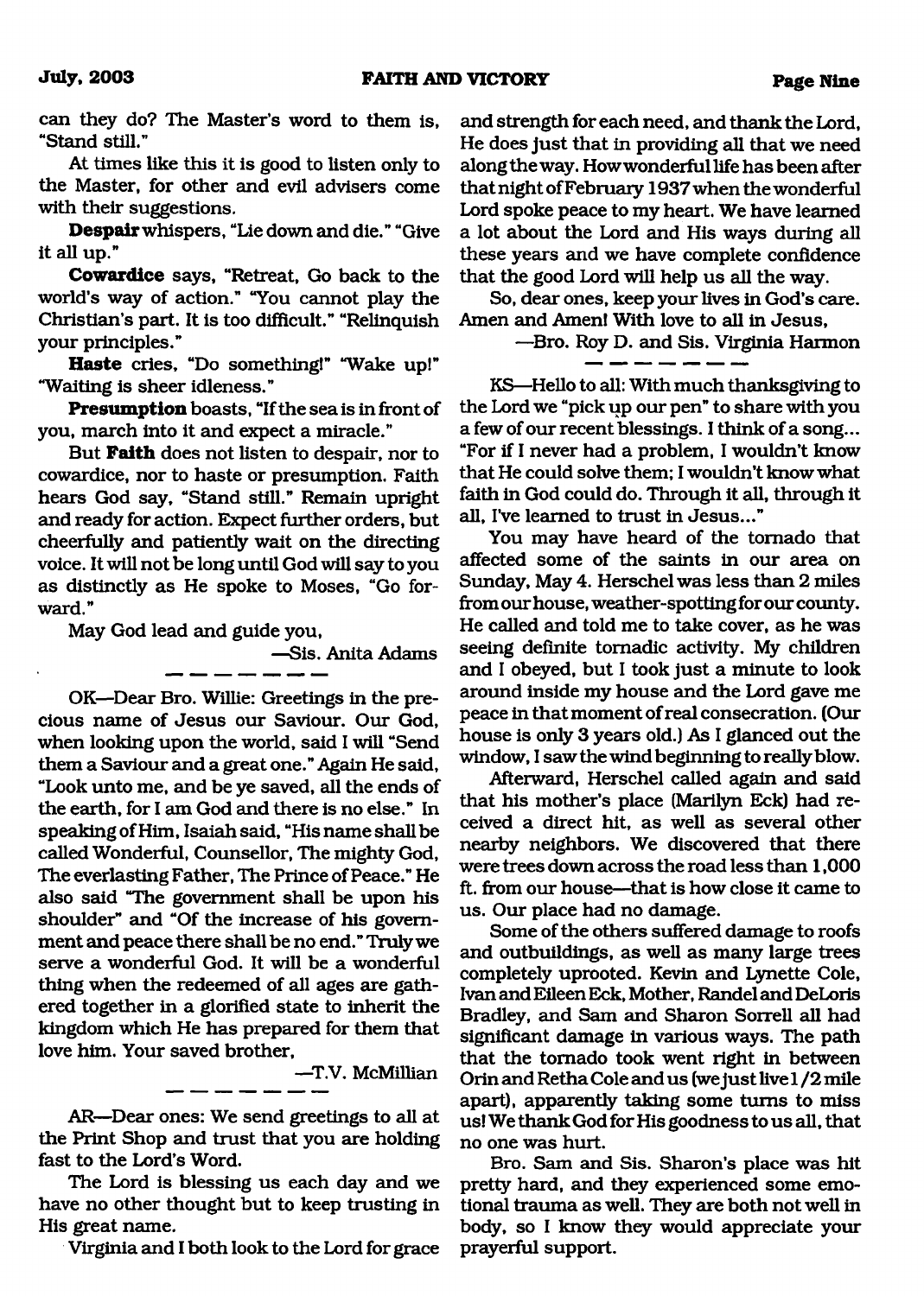can they do? The Master's word to them is, "Stand still."

At times like this it is good to listen only to the Master, for other and evil advisers come with their suggestions.

**Despair** whispers, "Lie down and die." "Give it all up."

**Cowardice** says, "Retreat, Go back to the world's way of action." "You cannot play the Christian's part. It is too difficult." "Relinquish your principles."

**Haste** cries, "Do something!" "Wake up!" "Waiting is sheer idleness."

**Presumption** boasts, "If the sea is in front of you, march into it and expect a miracle."

But **Faith** does not listen to despair, nor to cowardice, nor to haste or presumption. Faith hears God say, "Stand still." Remain upright and ready for action. Expect further orders, but cheerfully and patiently wait on the directing voice. It will not be long until God will say to you as distinctly as He spoke to Moses, "Go forward."

May God lead and guide you,

—Sis. Anita Adams

---

OK—Dear Bro. Willie: Greetings in the precious name of Jesus our Saviour. Our God, when looking upon the world, said I will "Send them a Saviour and a great one." Again He said, "Look unto me, and be ye saved, all the ends of the earth, for I am God and there is no else." In speaking of Him, Isaiah said, "His name shall be called Wonderful, Counsellor, The mighty God, The everlasting Father, The Prince of Peace." He also said "The government shall be upon his shoulder" and "Of the increase of his government and peace there shall be no end." Truly we serve a wonderful God. It will be a wonderful thing when the redeemed of all ages are gathered together in a glorified state to inherit the kingdom which He has prepared for them that love him. Your saved brother,

—T.V. McMillian

---

AR—Dear ones: We send greetings to all at the Print Shop and trust that you are holding fast to the Lord's Word.

The Lord is blessing us each day and we have no other thought but to keep trusting in His great name.

Virginia and I both look to the Lord for grace and strength for each need, and thank the Lord, He does just that in providing all that we need along the way. How wonderful life has been after that night of February 1937 when the wonderful Lord spoke peace to my heart. We have learned a lot about the Lord and His ways during all these years and we have complete confidence that the good Lord will help us all the way.

So, dear ones, keep your lives in God's care. Amen and Amen! With love to all in Jesus,

—Bro. Roy D. and Sis. Virginia Harmon

---

KS—Hello to all: With much thanksgiving to the Lord we "pick up our pen" to share with you a few of our recent blessings. I think of a song... "For if I never had a problem, I wouldn't know that He could solve them; I wouldn't know what faith in God could do. Through it all, through it all, I've learned to trust in Jesus..."

You may have heard of the tornado that affected some of the saints in our area on Sunday, May 4. Herschel was less than 2 miles from our house, weather-spotting for our county. He called and told me to take cover, as he was seeing definite tornadic activity. My children and I obeyed, but I took just a minute to look around inside my house and the Lord gave me peace in that moment of real consecration. (Our house is only 3 years old.) As I glanced out the window, I saw the wind beginning to really blow.

Afterward, Herschel called again and said that his mother's place (Marilyn Eck) had received a direct hit, as well as several other nearby neighbors. We discovered that there were trees down across the road less than 1,000 ft. from our house—that is how close it came to us. Our place had no damage.

Some of the others suffered damage to roofs and outbuildings, as well as many large trees completely uprooted. Kevin and Lynette Cole, Ivan and Eileen Eck, Mother, Randel and DeLoris Bradley, and Sam and Sharon Sorrell all had significant damage in various ways. The path that the tornado took went right in between Orin and Retha Cole and us (we just live 1/2 mile apart), apparently taking some turns to miss us! We thank God for His goodness to us all, that no one was hurt.

Bro. Sam and Sis. Sharon's place was hit pretty hard, and they experienced some emotional trauma as well. They are both not well in body, so I know they would appreciate your prayerful support.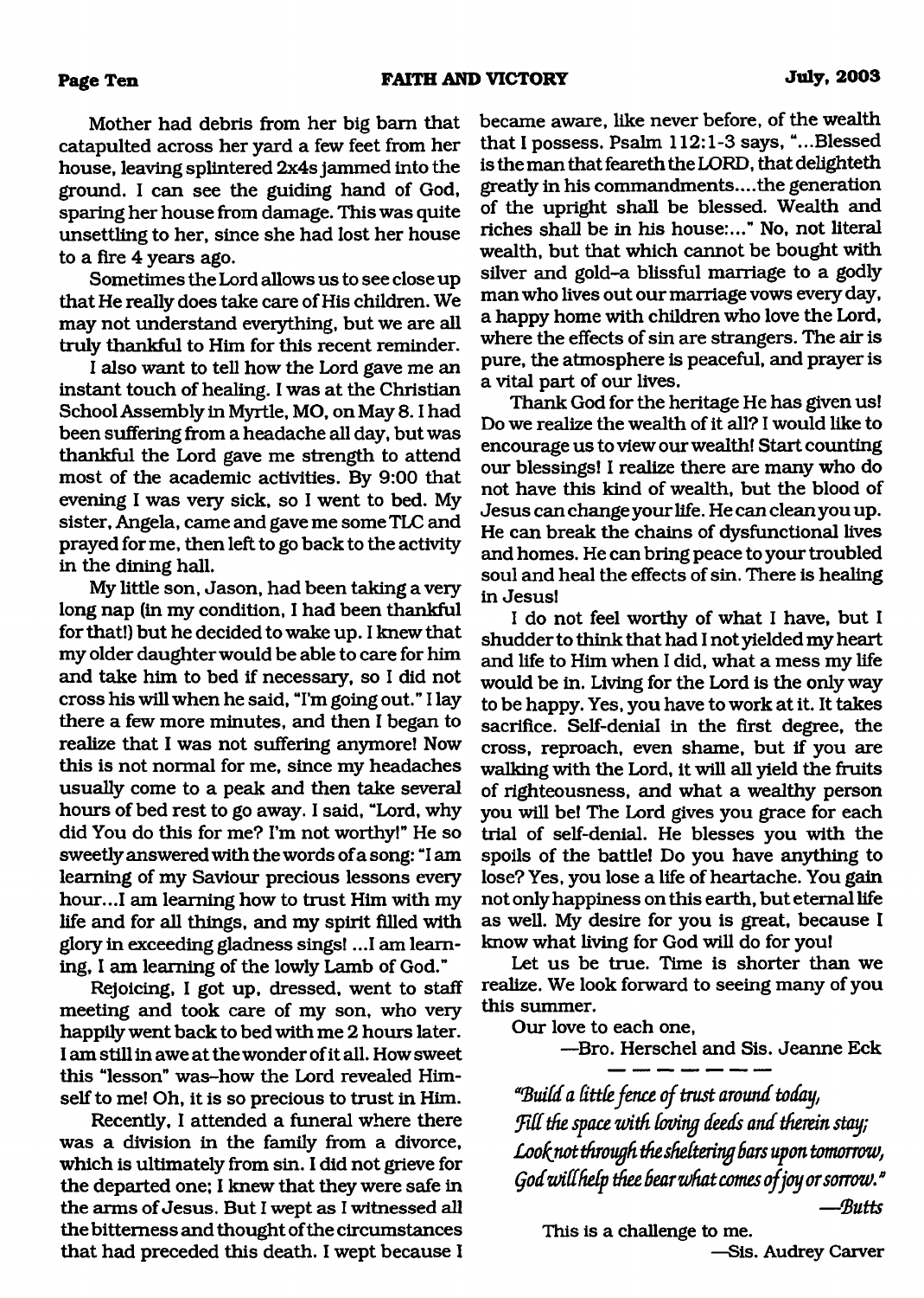Mother had debris from her big barn that catapulted across her yard a few feet from her house, leaving splintered 2x4s jammed into the ground. I can see the guiding hand of God, sparing her house from damage. This was quite unsettling to her, since she had lost her house to a fire 4 years ago.

Sometimes the Lord allows us to see close up that He really does take care of His children. We may not understand everything, but we are all truly thankful to Him for this recent reminder.

I also want to tell how the Lord gave me an instant touch of healing. I was at the Christian School Assembly in Myrtle, MO, on May 8. I had been suffering from a headache all day, but was thankful the Lord gave me strength to attend most of the academic activities. By 9:00 that evening I was very sick, so I went to bed. My sister, Angela, came and gave me some TLC and prayed for me, then left to go back to the activity in the dining hall.

My little son, Jason, had been taking a very long nap (in my condition, I had been thankful for that!) but he decided to wake up. I knew that my older daughter would be able to care for him and take him to bed if necessary, so I did not cross his will when he said, "I'm going out." I lay there a few more minutes, and then I began to realize that I was not suffering anymore! Now this is not normal for me, since my headaches usually come to a peak and then take several hours of bed rest to go away. I said, "Lord, why did You do this for me? I'm not worthy!" He so sweetly answered with the words of a song: "I am learning of my Saviour precious lessons every hour...I am learning how to trust Him with my life and for all things, and my spirit filled with glory in exceeding gladness sings! ...I am learning, I am learning of the lowly Lamb of God."

Rejoicing, I got up, dressed, went to staff meeting and took care of my son, who very happily went back to bed with me 2 hours later. I am still in awe at the wonder of it all. How sweet this "lesson" was–how the Lord revealed Himself to me! Oh, it is so precious to trust in Him.

Recently, I attended a funeral where there was a division in the family from a divorce, which is ultimately from sin. I did not grieve for the departed one; I knew that they were safe in the arms of Jesus. But I wept as I witnessed all the bitterness and thought of the circumstances that had preceded this death. I wept because I became aware, like never before, of the wealth that I possess. Psalm 112:1-3 says, "...Blessed is the man that feareth the LORD, that delighteth greatly in his commandments....the generation of the upright shall be blessed. Wealth and riches shall be in his house:..." No, not literal wealth, but that which cannot be bought with silver and gold–a blissful marriage to a godly man who lives out our marriage vows every day, a happy home with children who love the Lord, where the effects of sin are strangers. The air is pure, the atmosphere is peaceful, and prayer is a vital part of our lives.

Thank God for the heritage He has given us! Do we realize the wealth of it all? I would like to encourage us to view our wealth! Start counting our blessings! I realize there are many who do not have this kind of wealth, but the blood of Jesus can change your life. He can clean you up. He can break the chains of dysfunctional lives and homes. He can bring peace to your troubled soul and heal the effects of sin. There is healing in Jesus!

I do not feel worthy of what I have, but I shudder to think that had I not yielded my heart and life to Him when I did, what a mess my life would be in. Living for the Lord is the only way to be happy. Yes, you have to work at it. It takes sacrifice. Self-denial in the first degree, the cross, reproach, even shame, but if you are walking with the Lord, it will all yield the fruits of righteousness, and what a wealthy person you will be! The Lord gives you grace for each trial of self-denial. He blesses you with the spoils of the battle! Do you have anything to lose? Yes, you lose a life of heartache. You gain not only happiness on this earth, but eternal life as well. My desire for you is great, because I know what living for God will do for you!

Let us be true. Time is shorter than we realize. We look forward to seeing many of you this summer.

Our love to each one,

—Bro. Herschel and Sis. Jeanne Eck

---

*"Build a little fence of trust around today,*
*Fill the space with loving deeds and therein stay;*
*Look not through the sheltering bars upon tomorrow,*
*God will help thee bear what comes of joy or sorrow."*
*—Butts*

This is a challenge to me.

—Sis. Audrey Carver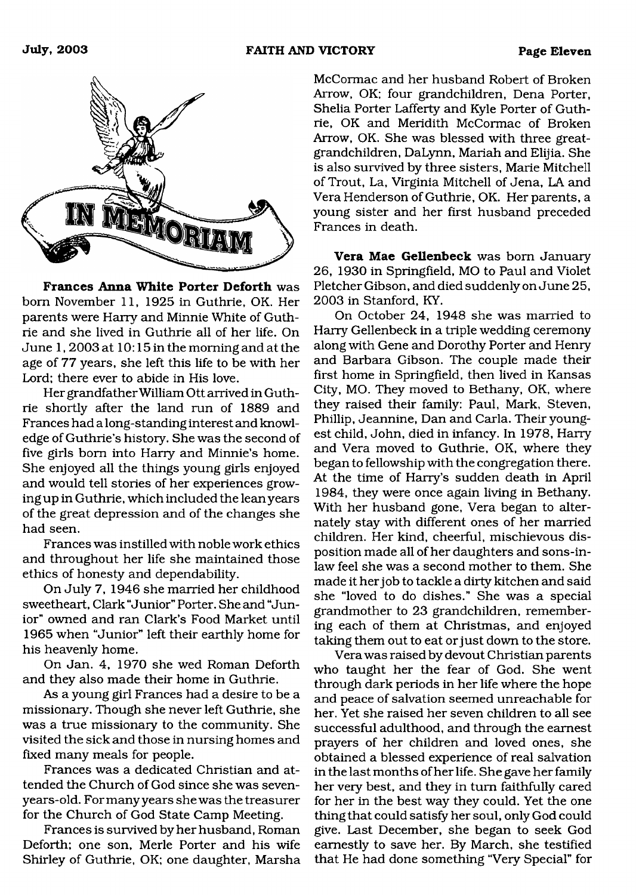# IN MEMORIAM

**Frances Anna White Porter Deforth** was born November 11, 1925 in Guthrie, OK. Her parents were Harry and Minnie White of Guthrie and she lived in Guthrie all of her life. On June 1, 2003 at 10:15 in the morning and at the age of 77 years, she left this life to be with her Lord; there ever to abide in His love.

Her grandfather William Ott arrived in Guthrie shortly after the land run of 1889 and Frances had a long-standing interest and knowledge of Guthrie's history. She was the second of five girls born into Harry and Minnie's home. She enjoyed all the things young girls enjoyed and would tell stories of her experiences growing up in Guthrie, which included the lean years of the great depression and of the changes she had seen.

Frances was instilled with noble work ethics and throughout her life she maintained those ethics of honesty and dependability.

On July 7, 1946 she married her childhood sweetheart, Clark "Junior" Porter. She and "Junior" owned and ran Clark's Food Market until 1965 when "Junior" left their earthly home for his heavenly home.

On Jan. 4, 1970 she wed Roman Deforth and they also made their home in Guthrie.

As a young girl Frances had a desire to be a missionary. Though she never left Guthrie, she was a true missionary to the community. She visited the sick and those in nursing homes and fixed many meals for people.

Frances was a dedicated Christian and attended the Church of God since she was seven-years-old. For many years she was the treasurer for the Church of God State Camp Meeting.

Frances is survived by her husband, Roman Deforth; one son, Merle Porter and his wife Shirley of Guthrie, OK; one daughter, Marsha McCormac and her husband Robert of Broken Arrow, OK; four grandchildren, Dena Porter, Shelia Porter Lafferty and Kyle Porter of Guthrie, OK and Meridith McCormac of Broken Arrow, OK. She was blessed with three great-grandchildren, DaLynn, Mariah and Elijia. She is also survived by three sisters, Marie Mitchell of Trout, La, Virginia Mitchell of Jena, LA and Vera Henderson of Guthrie, OK. Her parents, a young sister and her first husband preceded Frances in death.

**Vera Mae Gellenbeck** was born January 26, 1930 in Springfield, MO to Paul and Violet Pletcher Gibson, and died suddenly on June 25, 2003 in Stanford, KY.

On October 24, 1948 she was married to Harry Gellenbeck in a triple wedding ceremony along with Gene and Dorothy Porter and Henry and Barbara Gibson. The couple made their first home in Springfield, then lived in Kansas City, MO. They moved to Bethany, OK, where they raised their family: Paul, Mark, Steven, Phillip, Jeannine, Dan and Carla. Their youngest child, John, died in infancy. In 1978, Harry and Vera moved to Guthrie, OK, where they began to fellowship with the congregation there. At the time of Harry's sudden death in April 1984, they were once again living in Bethany. With her husband gone, Vera began to alternately stay with different ones of her married children. Her kind, cheerful, mischievous disposition made all of her daughters and sons-in-law feel she was a second mother to them. She made it her job to tackle a dirty kitchen and said she "loved to do dishes." She was a special grandmother to 23 grandchildren, remembering each of them at Christmas, and enjoyed taking them out to eat or just down to the store.

Vera was raised by devout Christian parents who taught her the fear of God. She went through dark periods in her life where the hope and peace of salvation seemed unreachable for her. Yet she raised her seven children to all see successful adulthood, and through the earnest prayers of her children and loved ones, she obtained a blessed experience of real salvation in the last months of her life. She gave her family her very best, and they in turn faithfully cared for her in the best way they could. Yet the one thing that could satisfy her soul, only God could give. Last December, she began to seek God earnestly to save her. By March, she testified that He had done something "Very Special" for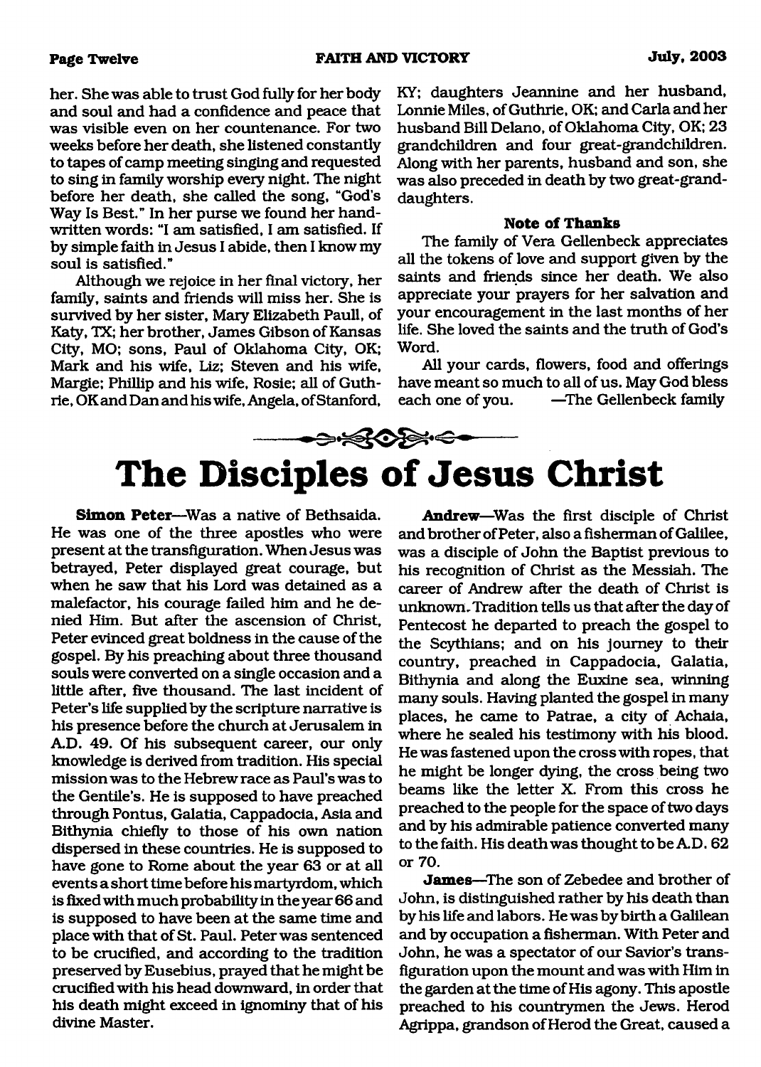her. She was able to trust God fully for her body and soul and had a confidence and peace that was visible even on her countenance. For two weeks before her death, she listened constantly to tapes of camp meeting singing and requested to sing in family worship every night. The night before her death, she called the song, "God's Way Is Best." In her purse we found her handwritten words: "I am satisfied, I am satisfied. If by simple faith in Jesus I abide, then I know my soul is satisfied."

Although we rejoice in her final victory, her family, saints and friends will miss her. She is survived by her sister, Mary Elizabeth Paull, of Katy, TX; her brother, James Gibson of Kansas City, MO; sons, Paul of Oklahoma City, OK; Mark and his wife, Liz; Steven and his wife, Margie; Phillip and his wife, Rosie; all of Guthrie, OK and Dan and his wife, Angela, of Stanford, KY; daughters Jeannine and her husband, Lonnie Miles, of Guthrie, OK; and Carla and her husband Bill Delano, of Oklahoma City, OK; 23 grandchildren and four great-grandchildren. Along with her parents, husband and son, she was also preceded in death by two great-granddaughters.

**Note of Thanks**

The family of Vera Gellenbeck appreciates all the tokens of love and support given by the saints and friends since her death. We also appreciate your prayers for her salvation and your encouragement in the last months of her life. She loved the saints and the truth of God's Word.

All your cards, flowers, food and offerings have meant so much to all of us. May God bless each one of you. —The Gellenbeck family

# The Disciples of Jesus Christ

**Simon Peter**—Was a native of Bethsaida. He was one of the three apostles who were present at the transfiguration. When Jesus was betrayed, Peter displayed great courage, but when he saw that his Lord was detained as a malefactor, his courage failed him and he denied Him. But after the ascension of Christ, Peter evinced great boldness in the cause of the gospel. By his preaching about three thousand souls were converted on a single occasion and a little after, five thousand. The last incident of Peter's life supplied by the scripture narrative is his presence before the church at Jerusalem in A.D. 49. Of his subsequent career, our only knowledge is derived from tradition. His special mission was to the Hebrew race as Paul's was to the Gentile's. He is supposed to have preached through Pontus, Galatia, Cappadocia, Asia and Bithynia chiefly to those of his own nation dispersed in these countries. He is supposed to have gone to Rome about the year 63 or at all events a short time before his martyrdom, which is fixed with much probability in the year 66 and is supposed to have been at the same time and place with that of St. Paul. Peter was sentenced to be crucified, and according to the tradition preserved by Eusebius, prayed that he might be crucified with his head downward, in order that his death might exceed in ignominy that of his divine Master.

**Andrew**—Was the first disciple of Christ and brother of Peter, also a fisherman of Galilee, was a disciple of John the Baptist previous to his recognition of Christ as the Messiah. The career of Andrew after the death of Christ is unknown. Tradition tells us that after the day of Pentecost he departed to preach the gospel to the Scythians; and on his journey to their country, preached in Cappadocia, Galatia, Bithynia and along the Euxine sea, winning many souls. Having planted the gospel in many places, he came to Patrae, a city of Achaia, where he sealed his testimony with his blood. He was fastened upon the cross with ropes, that he might be longer dying, the cross being two beams like the letter X. From this cross he preached to the people for the space of two days and by his admirable patience converted many to the faith. His death was thought to be A.D. 62 or 70.

**James**—The son of Zebedee and brother of John, is distinguished rather by his death than by his life and labors. He was by birth a Galilean and by occupation a fisherman. With Peter and John, he was a spectator of our Savior's transfiguration upon the mount and was with Him in the garden at the time of His agony. This apostle preached to his countrymen the Jews. Herod Agrippa, grandson of Herod the Great, caused a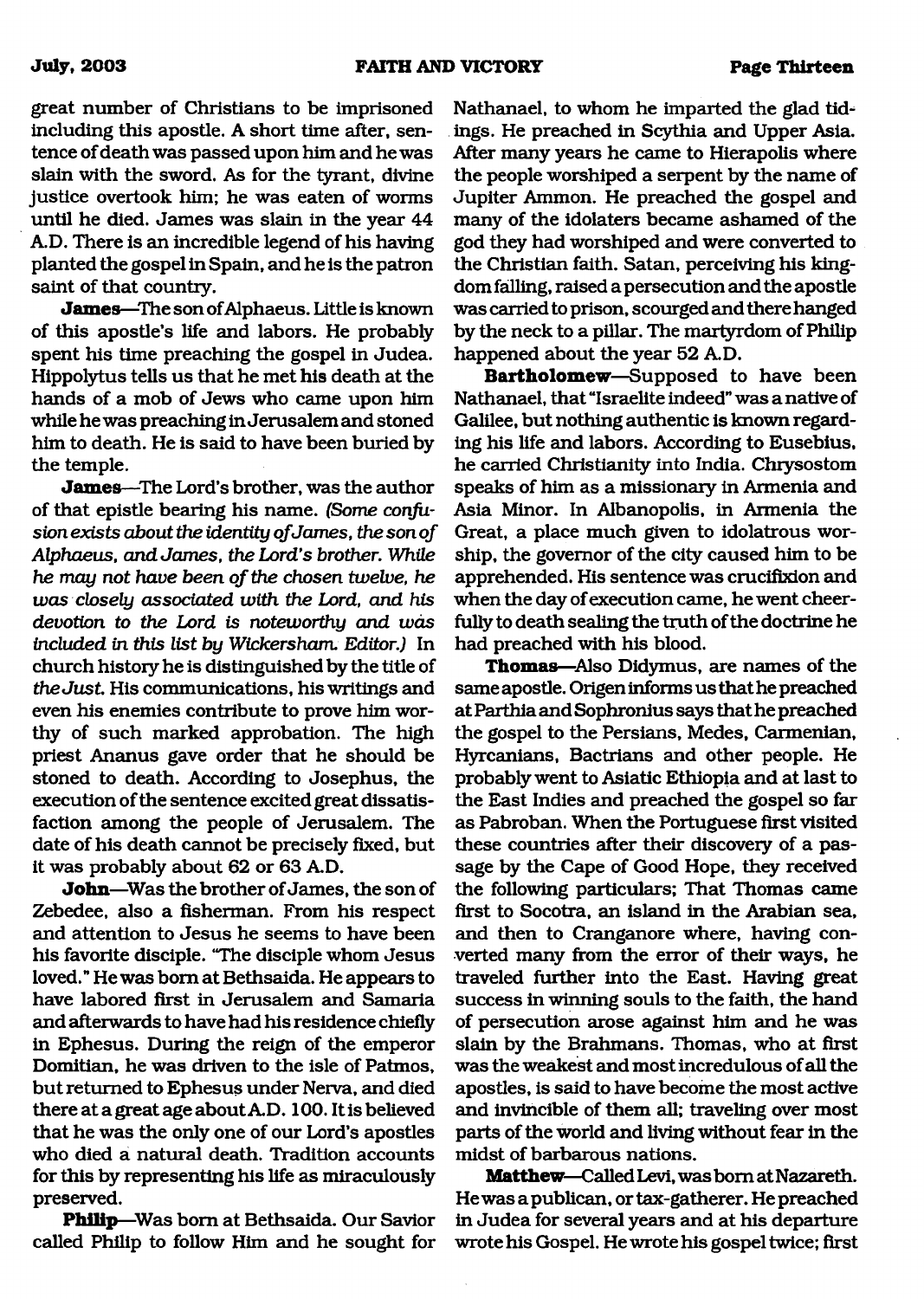great number of Christians to be imprisoned including this apostle. A short time after, sentence of death was passed upon him and he was slain with the sword. As for the tyrant, divine justice overtook him; he was eaten of worms until he died. James was slain in the year 44 A.D. There is an incredible legend of his having planted the gospel in Spain, and he is the patron saint of that country.

**James**—The son of Alphaeus. Little is known of this apostle's life and labors. He probably spent his time preaching the gospel in Judea. Hippolytus tells us that he met his death at the hands of a mob of Jews who came upon him while he was preaching in Jerusalem and stoned him to death. He is said to have been buried by the temple.

**James**—The Lord's brother, was the author of that epistle bearing his name. *(Some confusion exists about the identity of James, the son of Alphaeus, and James, the Lord's brother. While he may not have been of the chosen twelve, he was closely associated with the Lord, and his devotion to the Lord is noteworthy and was included in this list by Wickersham. Editor.)* In church history he is distinguished by the title of *the Just.* His communications, his writings and even his enemies contribute to prove him worthy of such marked approbation. The high priest Ananus gave order that he should be stoned to death. According to Josephus, the execution of the sentence excited great dissatisfaction among the people of Jerusalem. The date of his death cannot be precisely fixed, but it was probably about 62 or 63 A.D.

**John**—Was the brother of James, the son of Zebedee, also a fisherman. From his respect and attention to Jesus he seems to have been his favorite disciple. "The disciple whom Jesus loved." He was born at Bethsaida. He appears to have labored first in Jerusalem and Samaria and afterwards to have had his residence chiefly in Ephesus. During the reign of the emperor Domitian, he was driven to the isle of Patmos, but returned to Ephesus under Nerva, and died there at a great age about A.D. 100. It is believed that he was the only one of our Lord's apostles who died a natural death. Tradition accounts for this by representing his life as miraculously preserved.

**Philip**—Was born at Bethsaida. Our Savior called Philip to follow Him and he sought for Nathanael, to whom he imparted the glad tidings. He preached in Scythia and Upper Asia. After many years he came to Hierapolis where the people worshiped a serpent by the name of Jupiter Ammon. He preached the gospel and many of the idolaters became ashamed of the god they had worshiped and were converted to the Christian faith. Satan, perceiving his kingdom falling, raised a persecution and the apostle was carried to prison, scourged and there hanged by the neck to a pillar. The martyrdom of Philip happened about the year 52 A.D.

**Bartholomew**—Supposed to have been Nathanael, that "Israelite indeed" was a native of Galilee, but nothing authentic is known regarding his life and labors. According to Eusebius, he carried Christianity into India. Chrysostom speaks of him as a missionary in Armenia and Asia Minor. In Albanopolis, in Armenia the Great, a place much given to idolatrous worship, the governor of the city caused him to be apprehended. His sentence was crucifixion and when the day of execution came, he went cheerfully to death sealing the truth of the doctrine he had preached with his blood.

**Thomas**—Also Didymus, are names of the same apostle. Origen informs us that he preached at Parthia and Sophronius says that he preached the gospel to the Persians, Medes, Carmenian, Hyrcanians, Bactrians and other people. He probably went to Asiatic Ethiopia and at last to the East Indies and preached the gospel so far as Pabroban. When the Portuguese first visited these countries after their discovery of a passage by the Cape of Good Hope, they received the following particulars; That Thomas came first to Socotra, an island in the Arabian sea, and then to Cranganore where, having converted many from the error of their ways, he traveled further into the East. Having great success in winning souls to the faith, the hand of persecution arose against him and he was slain by the Brahmans. Thomas, who at first was the weakest and most incredulous of all the apostles, is said to have become the most active and invincible of them all; traveling over most parts of the world and living without fear in the midst of barbarous nations.

**Matthew**—Called Levi, was born at Nazareth. He was a publican, or tax-gatherer. He preached in Judea for several years and at his departure wrote his Gospel. He wrote his gospel twice; first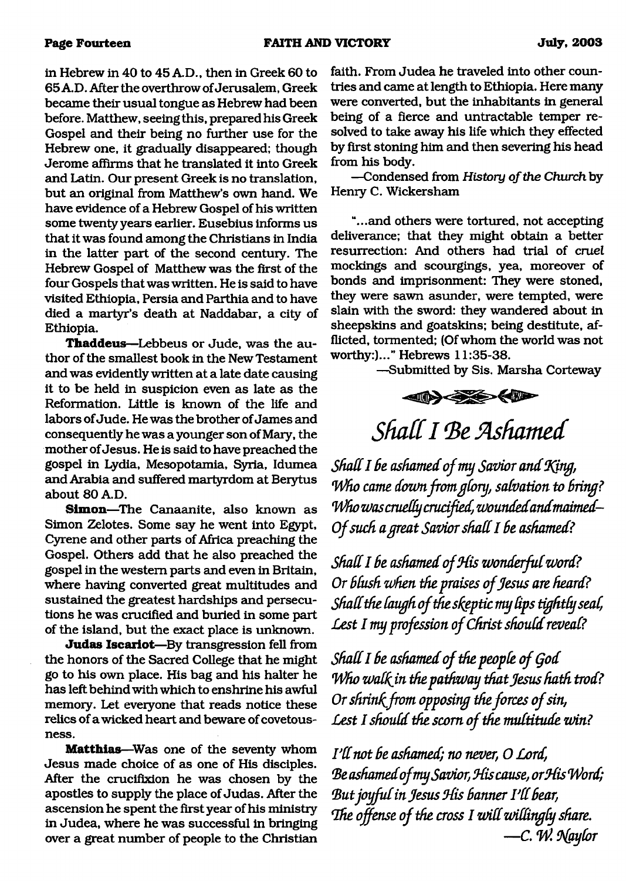in Hebrew in 40 to 45 A.D., then in Greek 60 to 65 A.D. After the overthrow of Jerusalem, Greek became their usual tongue as Hebrew had been before. Matthew, seeing this, prepared his Greek Gospel and their being no further use for the Hebrew one, it gradually disappeared; though Jerome affirms that he translated it into Greek and Latin. Our present Greek is no translation, but an original from Matthew's own hand. We have evidence of a Hebrew Gospel of his written some twenty years earlier. Eusebius informs us that it was found among the Christians in India in the latter part of the second century. The Hebrew Gospel of Matthew was the first of the four Gospels that was written. He is said to have visited Ethiopia, Persia and Parthia and to have died a martyr's death at Naddabar, a city of Ethiopia.

**Thaddeus**—Lebbeus or Jude, was the author of the smallest book in the New Testament and was evidently written at a late date causing it to be held in suspicion even as late as the Reformation. Little is known of the life and labors of Jude. He was the brother of James and consequently he was a younger son of Mary, the mother of Jesus. He is said to have preached the gospel in Lydia, Mesopotamia, Syria, Idumea and Arabia and suffered martyrdom at Berytus about 80 A.D.

**Simon**—The Canaanite, also known as Simon Zelotes. Some say he went into Egypt, Cyrene and other parts of Africa preaching the Gospel. Others add that he also preached the gospel in the western parts and even in Britain, where having converted great multitudes and sustained the greatest hardships and persecutions he was crucified and buried in some part of the island, but the exact place is unknown.

**Judas Iscariot**—By transgression fell from the honors of the Sacred College that he might go to his own place. His bag and his halter he has left behind with which to enshrine his awful memory. Let everyone that reads notice these relics of a wicked heart and beware of covetousness.

**Matthias**—Was one of the seventy whom Jesus made choice of as one of His disciples. After the crucifixion he was chosen by the apostles to supply the place of Judas. After the ascension he spent the first year of his ministry in Judea, where he was successful in bringing over a great number of people to the Christian faith. From Judea he traveled into other countries and came at length to Ethiopia. Here many were converted, but the inhabitants in general being of a fierce and untractable temper resolved to take away his life which they effected by first stoning him and then severing his head from his body.

—Condensed from *History of the Church* by Henry C. Wickersham

"...and others were tortured, not accepting deliverance; that they might obtain a better resurrection: And others had trial of cruel mockings and scourgings, yea, moreover of bonds and imprisonment: They were stoned, they were sawn asunder, were tempted, were slain with the sword: they wandered about in sheepskins and goatskins; being destitute, afflicted, tormented; (Of whom the world was not worthy:)..." Hebrews 11:35-38.

—Submitted by Sis. Marsha Corteway

## *Shall I Be Ashamed*

*Shall I be ashamed of my Savior and King,*
*Who came down from glory, salvation to bring?*
*Who was cruelly crucified, wounded and maimed—*
*Of such a great Savior shall I be ashamed?*

*Shall I be ashamed of His wonderful word?*
*Or blush when the praises of Jesus are heard?*
*Shall the laugh of the skeptic my lips tightly seal,*
*Lest I my profession of Christ should reveal?*

*Shall I be ashamed of the people of God*
*Who walk in the pathway that Jesus hath trod?*
*Or shrink from opposing the forces of sin,*
*Lest I should the scorn of the multitude win?*

*I'll not be ashamed; no never, O Lord,*
*Be ashamed of my Savior, His cause, or His Word;*
*But joyful in Jesus His banner I'll bear,*
*The offense of the cross I will willingly share.*

—*C. W. Naylor*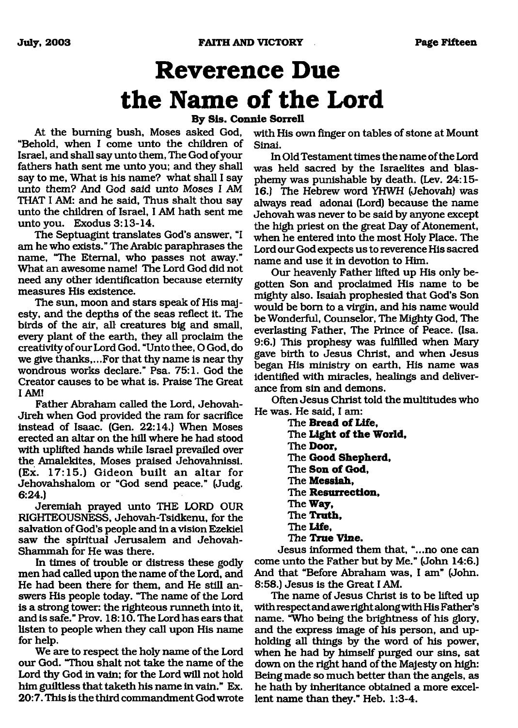# Reverence Due the Name of the Lord

**By Sis. Connie Sorrell**

At the burning bush, Moses asked God, "Behold, when I come unto the children of Israel, and shall say unto them, The God of your fathers hath sent me unto you; and they shall say to me, What is his name? what shall I say unto them? And God said unto Moses I AM THAT I AM: and he said, Thus shalt thou say unto the children of Israel, I AM hath sent me unto you. Exodus 3:13-14.

The Septuagint translates God's answer, "I am he who exists." The Arabic paraphrases the name, "The Eternal, who passes not away." What an awesome name! The Lord God did not need any other identification because eternity measures His existence.

The sun, moon and stars speak of His majesty, and the depths of the seas reflect it. The birds of the air, all creatures big and small, every plant of the earth, they all proclaim the creativity of our Lord God. "Unto thee, O God, do we give thanks,...For that thy name is near thy wondrous works declare." Psa. 75:1. God the Creator causes to be what is. Praise The Great I AM!

Father Abraham called the Lord, Jehovah-Jireh when God provided the ram for sacrifice instead of Isaac. (Gen. 22:14.) When Moses erected an altar on the hill where he had stood with uplifted hands while Israel prevailed over the Amalekites, Moses praised Jehovahnissi. (Ex. 17:15.) Gideon built an altar for Jehovahshalom or "God send peace." (Judg. 6:24.)

Jeremiah prayed unto THE LORD OUR RIGHTEOUSNESS, Jehovah-Tsidkenu, for the salvation of God's people and in a vision Ezekiel saw the spiritual Jerusalem and Jehovah-Shammah for He was there.

In times of trouble or distress these godly men had called upon the name of the Lord, and He had been there for them, and He still answers His people today. "The name of the Lord is a strong tower: the righteous runneth into it, and is safe." Prov. 18:10. The Lord has ears that listen to people when they call upon His name for help.

We are to respect the holy name of the Lord our God. "Thou shalt not take the name of the Lord thy God in vain; for the Lord will not hold him guiltless that taketh his name in vain." Ex. 20:7. This is the third commandment God wrote with His own finger on tables of stone at Mount Sinai.

In Old Testament times the name of the Lord was held sacred by the Israelites and blasphemy was punishable by death. (Lev. 24:15-16.) The Hebrew word YHWH (Jehovah) was always read adonai (Lord) because the name Jehovah was never to be said by anyone except the high priest on the great Day of Atonement, when he entered into the most Holy Place. The Lord our God expects us to reverence His sacred name and use it in devotion to Him.

Our heavenly Father lifted up His only begotten Son and proclaimed His name to be mighty also. Isaiah prophesied that God's Son would be born to a virgin, and his name would be Wonderful, Counselor, The Mighty God, The everlasting Father, The Prince of Peace. (Isa. 9:6.) This prophesy was fulfilled when Mary gave birth to Jesus Christ, and when Jesus began His ministry on earth, His name was identified with miracles, healings and deliverance from sin and demons.

Often Jesus Christ told the multitudes who He was. He said, I am:

The **Bread of Life,**
The **Light of the World,**
The **Door,**
The **Good Shepherd,**
The **Son of God,**
The **Messiah,**
The **Resurrection,**
The **Way,**
The **Truth,**
The **Life,**
The **True Vine.**

Jesus informed them that, "...no one can come unto the Father but by Me." (John 14:6.) And that "Before Abraham was, I am" (John. 8:58.) Jesus is the Great I AM.

The name of Jesus Christ is to be lifted up with respect and awe right along with His Father's name. "Who being the brightness of his glory, and the express image of his person, and upholding all things by the word of his power, when he had by himself purged our sins, sat down on the right hand of the Majesty on high: Being made so much better than the angels, as he hath by inheritance obtained a more excellent name than they." Heb. 1:3-4.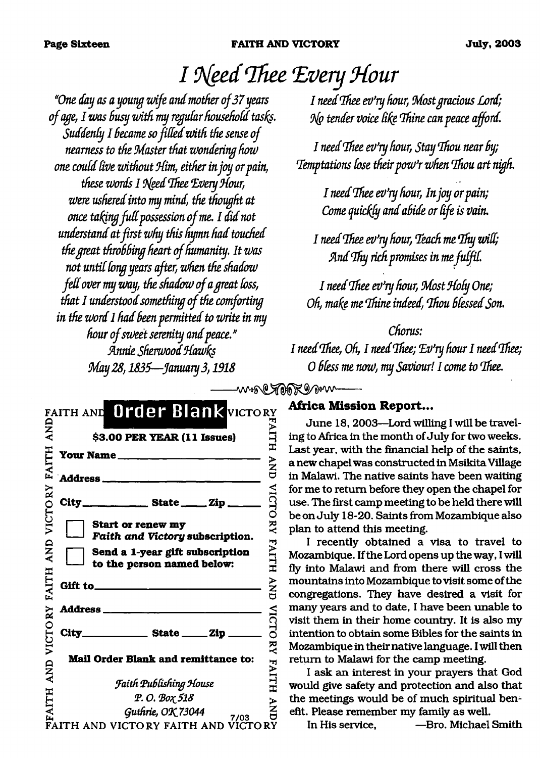# I Need Thee Every Hour

*"One day as a young wife and mother of 37 years of age, I was busy with my regular household tasks. Suddenly I became so filled with the sense of nearness to the Master that wondering how one could live without Him, either in joy or pain, these words I Need Thee Every Hour, were ushered into my mind, the thought at once taking full possession of me. I did not understand at first why this hymn had touched the great throbbing heart of humanity. It was not until long years after, when the shadow fell over my way, the shadow of a great loss, that I understood something of the comforting in the word I had been permitted to write in my hour of sweet serenity and peace."*

*Annie Sherwood Hawks*
*May 28, 1835—January 3, 1918*

*I need Thee ev'ry hour, Most gracious Lord;*
*No tender voice like Thine can peace afford.*

*I need Thee ev'ry hour, Stay Thou near by;*
*Temptations lose their pow'r when Thou art nigh.*

*I need Thee ev'ry hour, In joy or pain;*
*Come quickly and abide or life is vain.*

*I need Thee ev'ry hour, Teach me Thy will;*
*And Thy rich promises in me fulfil.*

*I need Thee ev'ry hour, Most Holy One;*
*Oh, make me Thine indeed, Thou blessed Son.*

*Chorus:*
*I need Thee, Oh, I need Thee; Ev'ry hour I need Thee;*
*O bless me now, my Saviour! I come to Thee.*

---

## Order Blank

FAITH AND VICTORY

**$3.00 PER YEAR (11 Issues)**

**Your Name** ____________________

**Address** ____________________

**City** __________ **State** ____ **Zip** ______

☐ **Start or renew my *Faith and Victory* subscription.**

☐ **Send a 1-year gift subscription to the person named below:**

**Gift to** ____________________

**Address** ____________________

**City** __________ **State** ____ **Zip** ______

**Mail Order Blank and remittance to:**

*Faith Publishing House*
*P. O. Box 518*
*Guthrie, OK 73044*

7/03

## Africa Mission Report...

June 18, 2003—Lord willing I will be traveling to Africa in the month of July for two weeks. Last year, with the financial help of the saints, a new chapel was constructed in Msikita Village in Malawi. The native saints have been waiting for me to return before they open the chapel for use. The first camp meeting to be held there will be on July 18-20. Saints from Mozambique also plan to attend this meeting.

I recently obtained a visa to travel to Mozambique. If the Lord opens up the way, I will fly into Malawi and from there will cross the mountains into Mozambique to visit some of the congregations. They have desired a visit for many years and to date, I have been unable to visit them in their home country. It is also my intention to obtain some Bibles for the saints in Mozambique in their native language. I will then return to Malawi for the camp meeting.

I ask an interest in your prayers that God would give safety and protection and also that the meetings would be of much spiritual benefit. Please remember my family as well.

In His service, —Bro. Michael Smith